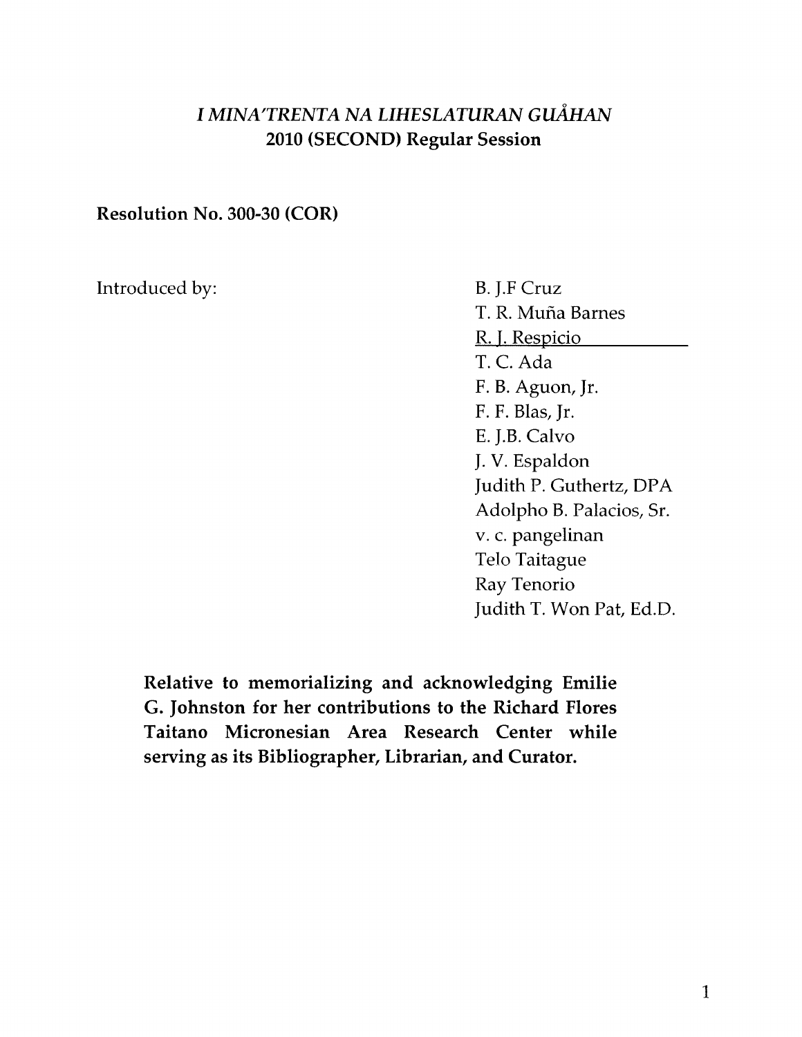## *I MINA'TRENTA NA LIHESLATURAN GUÅHAN*
## 2010 (SECOND) Regular Session

**Resolution No. 300-30 (COR)**

Introduced by:

B. J.F Cruz
T. R. Muña Barnes
R. J. Respicio
T. C. Ada
F. B. Aguon, Jr.
F. F. Blas, Jr.
E. J.B. Calvo
J. V. Espaldon
Judith P. Guthertz, DPA
Adolpho B. Palacios, Sr.
v. c. pangelinan
Telo Taitague
Ray Tenorio
Judith T. Won Pat, Ed.D.

**Relative to memorializing and acknowledging Emilie G. Johnston for her contributions to the Richard Flores Taitano Micronesian Area Research Center while serving as its Bibliographer, Librarian, and Curator.**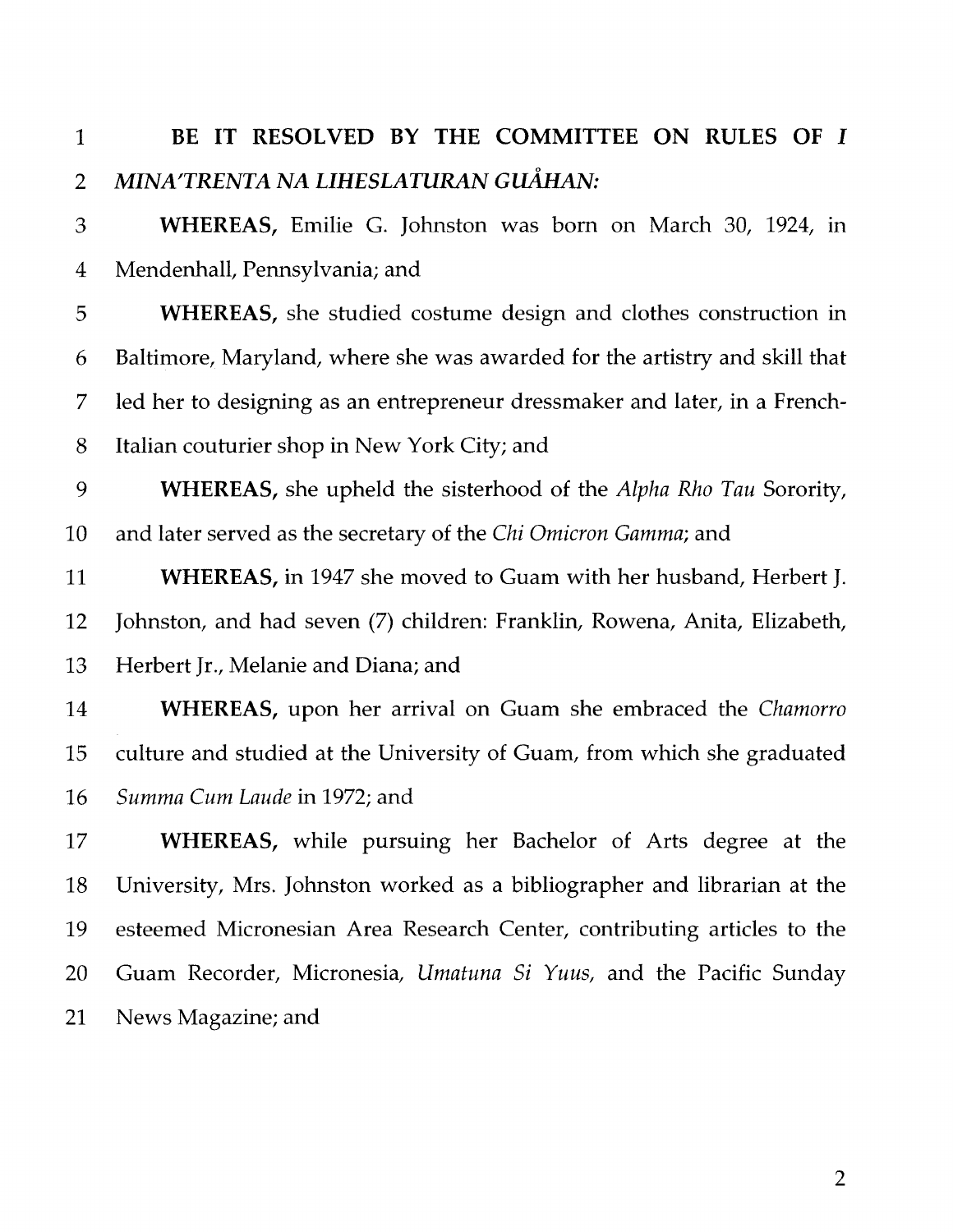**BE IT RESOLVED BY THE COMMITTEE ON RULES OF *I MINA'TRENTA NA LIHESLATURAN GUÅHAN:***

**WHEREAS,** Emilie G. Johnston was born on March 30, 1924, in Mendenhall, Pennsylvania; and

**WHEREAS,** she studied costume design and clothes construction in Baltimore, Maryland, where she was awarded for the artistry and skill that led her to designing as an entrepreneur dressmaker and later, in a French-Italian couturier shop in New York City; and

**WHEREAS,** she upheld the sisterhood of the *Alpha Rho Tau* Sorority, and later served as the secretary of the *Chi Omicron Gamma*; and

**WHEREAS,** in 1947 she moved to Guam with her husband, Herbert J. Johnston, and had seven (7) children: Franklin, Rowena, Anita, Elizabeth, Herbert Jr., Melanie and Diana; and

**WHEREAS,** upon her arrival on Guam she embraced the *Chamorro* culture and studied at the University of Guam, from which she graduated *Summa Cum Laude* in 1972; and

**WHEREAS,** while pursuing her Bachelor of Arts degree at the University, Mrs. Johnston worked as a bibliographer and librarian at the esteemed Micronesian Area Research Center, contributing articles to the Guam Recorder, Micronesia, *Umatuna Si Yuus,* and the Pacific Sunday News Magazine; and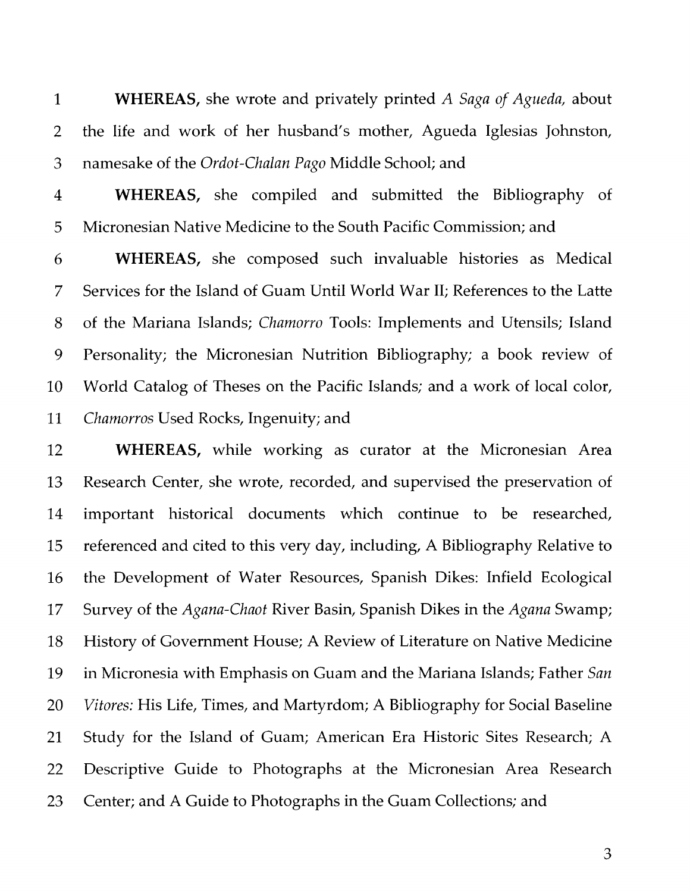**WHEREAS,** she wrote and privately printed *A Saga of Agueda,* about the life and work of her husband's mother, Agueda Iglesias Johnston, namesake of the *Ordot-Chalan Pago* Middle School; and

**WHEREAS,** she compiled and submitted the Bibliography of Micronesian Native Medicine to the South Pacific Commission; and

**WHEREAS,** she composed such invaluable histories as Medical Services for the Island of Guam Until World War II; References to the Latte of the Mariana Islands; *Chamorro* Tools: Implements and Utensils; Island Personality; the Micronesian Nutrition Bibliography; a book review of World Catalog of Theses on the Pacific Islands; and a work of local color, *Chamorros* Used Rocks, Ingenuity; and

**WHEREAS,** while working as curator at the Micronesian Area Research Center, she wrote, recorded, and supervised the preservation of important historical documents which continue to be researched, referenced and cited to this very day, including, A Bibliography Relative to the Development of Water Resources, Spanish Dikes: Infield Ecological Survey of the *Agana-Chaot* River Basin, Spanish Dikes in the *Agana* Swamp; History of Government House; A Review of Literature on Native Medicine in Micronesia with Emphasis on Guam and the Mariana Islands; Father *San Vitores:* His Life, Times, and Martyrdom; A Bibliography for Social Baseline Study for the Island of Guam; American Era Historic Sites Research; A Descriptive Guide to Photographs at the Micronesian Area Research Center; and A Guide to Photographs in the Guam Collections; and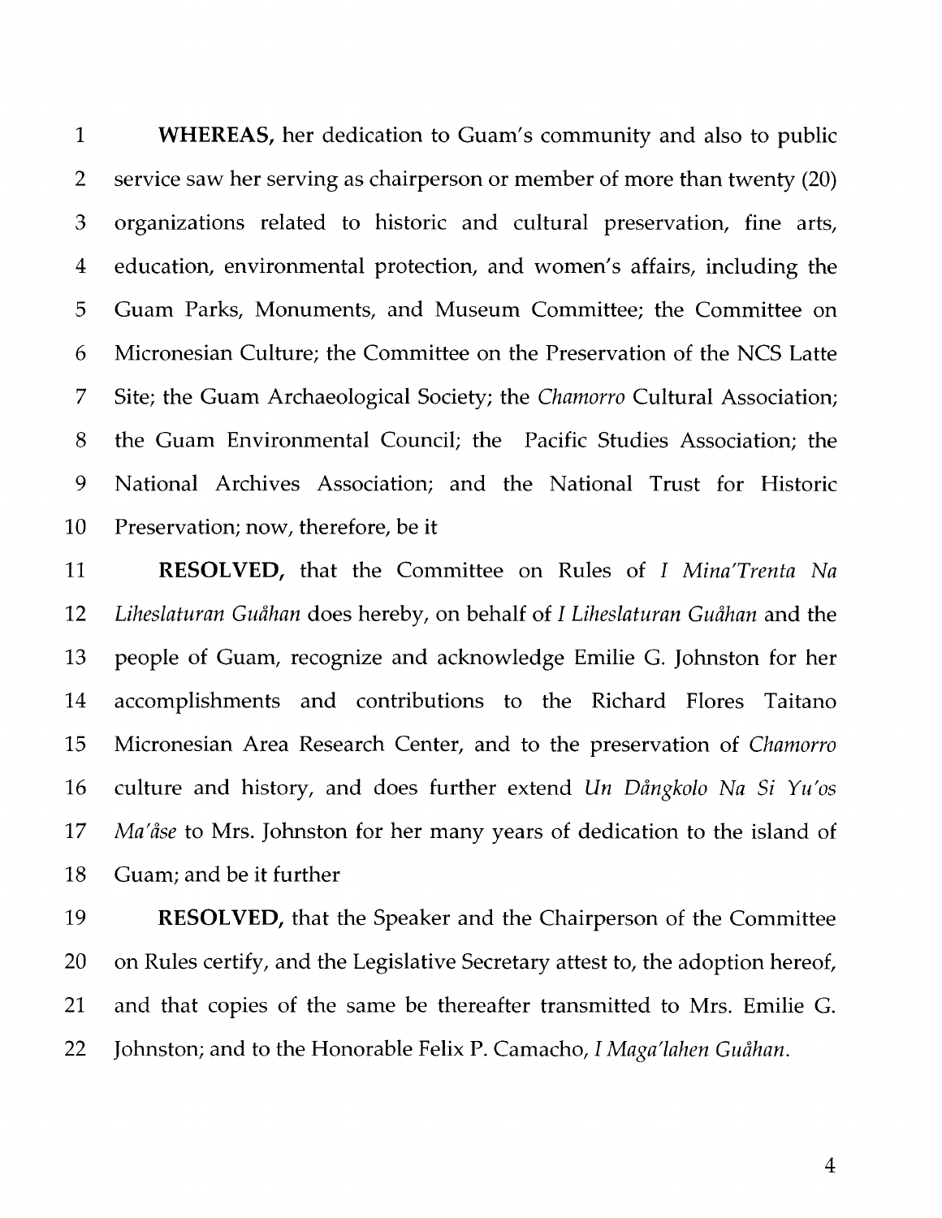**WHEREAS,** her dedication to Guam's community and also to public service saw her serving as chairperson or member of more than twenty (20) organizations related to historic and cultural preservation, fine arts, education, environmental protection, and women's affairs, including the Guam Parks, Monuments, and Museum Committee; the Committee on Micronesian Culture; the Committee on the Preservation of the NCS Latte Site; the Guam Archaeological Society; the *Chamorro* Cultural Association; the Guam Environmental Council; the Pacific Studies Association; the National Archives Association; and the National Trust for Historic Preservation; now, therefore, be it

**RESOLVED,** that the Committee on Rules of *I Mina'Trenta Na Liheslaturan Guåhan* does hereby, on behalf of *I Liheslaturan Guåhan* and the people of Guam, recognize and acknowledge Emilie G. Johnston for her accomplishments and contributions to the Richard Flores Taitano Micronesian Area Research Center, and to the preservation of *Chamorro* culture and history, and does further extend *Un Dångkolo Na Si Yu'os Ma'åse* to Mrs. Johnston for her many years of dedication to the island of Guam; and be it further

**RESOLVED,** that the Speaker and the Chairperson of the Committee on Rules certify, and the Legislative Secretary attest to, the adoption hereof, and that copies of the same be thereafter transmitted to Mrs. Emilie G. Johnston; and to the Honorable Felix P. Camacho, *I Maga'lahen Guåhan*.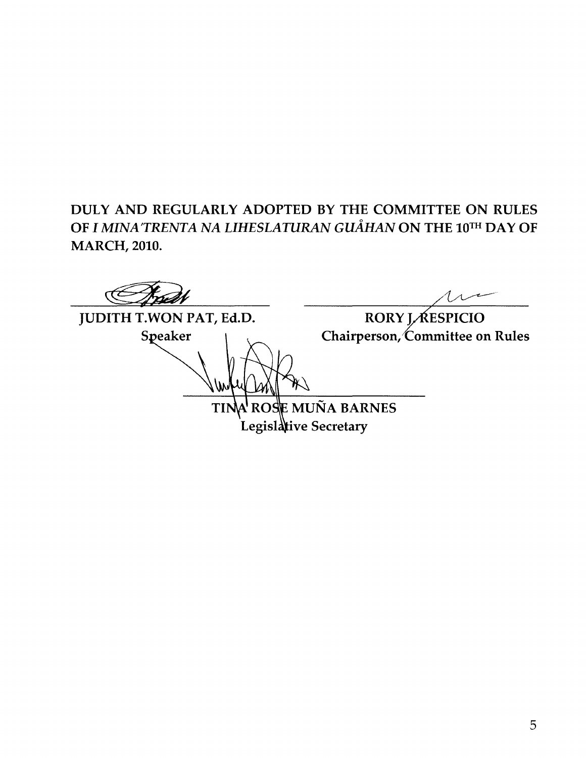**DULY AND REGULARLY ADOPTED BY THE COMMITTEE ON RULES OF *I MINA'TRENTA NA LIHESLATURAN GUÅHAN* ON THE 10[TH] DAY OF MARCH, 2010.**

**JUDITH T.WON PAT, Ed.D.**
**Speaker**

**RORY J. RESPICIO**
**Chairperson, Committee on Rules**

**TINA ROSE MUÑA BARNES**
**Legislative Secretary**